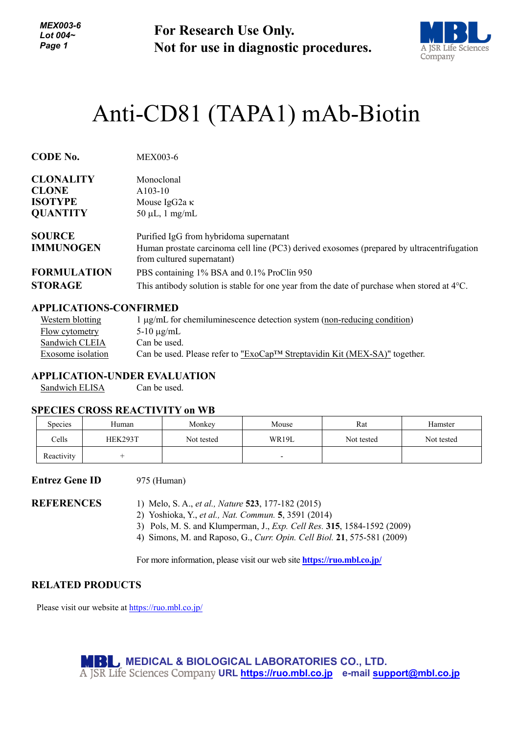For Research Use Only.
Not for use in diagnostic procedures.

# Anti-CD81 (TAPA1) mAb-Biotin

**CODE No.** MEX003-6

**CLONALITY** Monoclonal
**CLONE** A103-10
**ISOTYPE** Mouse IgG2a κ
**QUANTITY** 50 µL, 1 mg/mL

**SOURCE** Purified IgG from hybridoma supernatant
**IMMUNOGEN** Human prostate carcinoma cell line (PC3) derived exosomes (prepared by ultracentrifugation from cultured supernatant)
**FORMULATION** PBS containing 1% BSA and 0.1% ProClin 950
**STORAGE** This antibody solution is stable for one year from the date of purchase when stored at 4°C.

## APPLICATIONS-CONFIRMED

Western blotting — 1 µg/mL for chemiluminescence detection system (non-reducing condition)
Flow cytometry — 5-10 µg/mL
Sandwich CLEIA — Can be used.
Exosome isolation — Can be used. Please refer to "ExoCap™ Streptavidin Kit (MEX-SA)" together.

## APPLICATION-UNDER EVALUATION

Sandwich ELISA — Can be used.

## SPECIES CROSS REACTIVITY on WB

| Species | Human | Monkey | Mouse | Rat | Hamster |
|---|---|---|---|---|---|
| Cells | HEK293T | Not tested | WR19L | Not tested | Not tested |
| Reactivity | + | | - | | |

**Entrez Gene ID** 975 (Human)

**REFERENCES**

1) Melo, S. A., *et al., Nature* **523**, 177-182 (2015)
2) Yoshioka, Y., *et al., Nat. Commun.* **5**, 3591 (2014)
3) Pols, M. S. and Klumperman, J., *Exp. Cell Res.* **315**, 1584-1592 (2009)
4) Simons, M. and Raposo, G., *Curr. Opin. Cell Biol.* **21**, 575-581 (2009)

For more information, please visit our web site **https://ruo.mbl.co.jp/**

## RELATED PRODUCTS

Please visit our website at https://ruo.mbl.co.jp/

**MEDICAL & BIOLOGICAL LABORATORIES CO., LTD.**
A JSR Life Sciences Company **URL https://ruo.mbl.co.jp** **e-mail support@mbl.co.jp**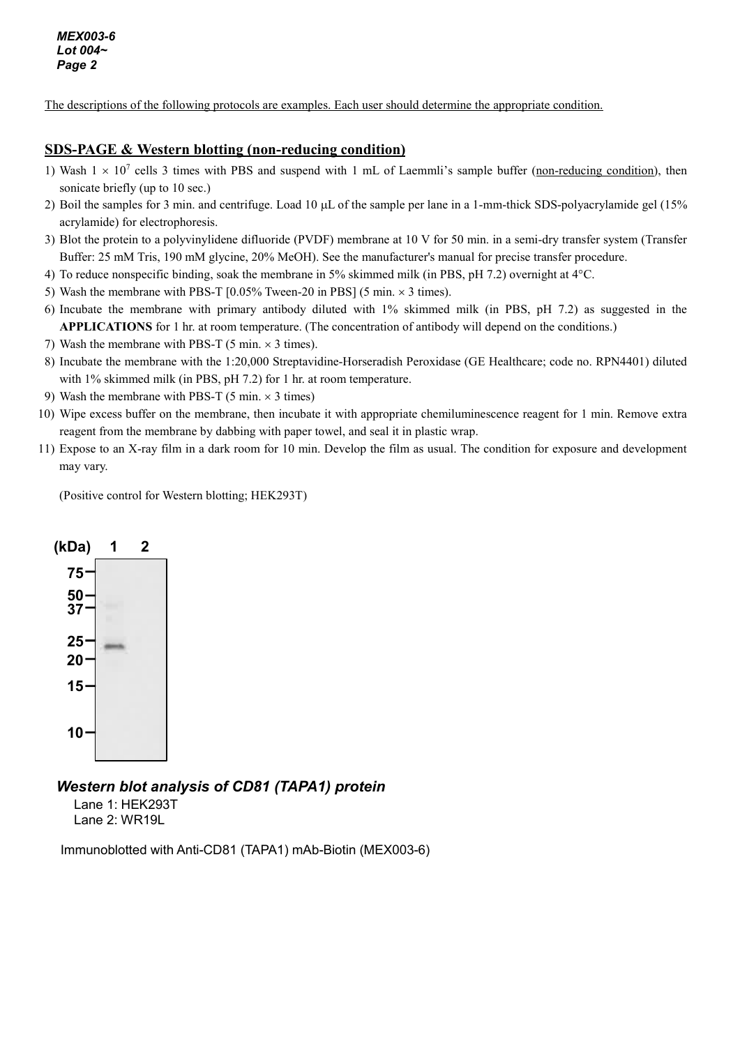The descriptions of the following protocols are examples. Each user should determine the appropriate condition.

## SDS-PAGE & Western blotting (non-reducing condition)

1) Wash $1 \times 10^7$ cells 3 times with PBS and suspend with 1 mL of Laemmli's sample buffer (non-reducing condition), then sonicate briefly (up to 10 sec.)
2) Boil the samples for 3 min. and centrifuge. Load 10 µL of the sample per lane in a 1-mm-thick SDS-polyacrylamide gel (15% acrylamide) for electrophoresis.
3) Blot the protein to a polyvinylidene difluoride (PVDF) membrane at 10 V for 50 min. in a semi-dry transfer system (Transfer Buffer: 25 mM Tris, 190 mM glycine, 20% MeOH). See the manufacturer's manual for precise transfer procedure.
4) To reduce nonspecific binding, soak the membrane in 5% skimmed milk (in PBS, pH 7.2) overnight at 4°C.
5) Wash the membrane with PBS-T [0.05% Tween-20 in PBS] (5 min. × 3 times).
6) Incubate the membrane with primary antibody diluted with 1% skimmed milk (in PBS, pH 7.2) as suggested in the **APPLICATIONS** for 1 hr. at room temperature. (The concentration of antibody will depend on the conditions.)
7) Wash the membrane with PBS-T (5 min. × 3 times).
8) Incubate the membrane with the 1:20,000 Streptavidine-Horseradish Peroxidase (GE Healthcare; code no. RPN4401) diluted with 1% skimmed milk (in PBS, pH 7.2) for 1 hr. at room temperature.
9) Wash the membrane with PBS-T (5 min. × 3 times)
10) Wipe excess buffer on the membrane, then incubate it with appropriate chemiluminescence reagent for 1 min. Remove extra reagent from the membrane by dabbing with paper towel, and seal it in plastic wrap.
11) Expose to an X-ray film in a dark room for 10 min. Develop the film as usual. The condition for exposure and development may vary.

(Positive control for Western blotting; HEK293T)

***Western blot analysis of CD81 (TAPA1) protein***

Lane 1: HEK293T
Lane 2: WR19L

Immunoblotted with Anti-CD81 (TAPA1) mAb-Biotin (MEX003-6)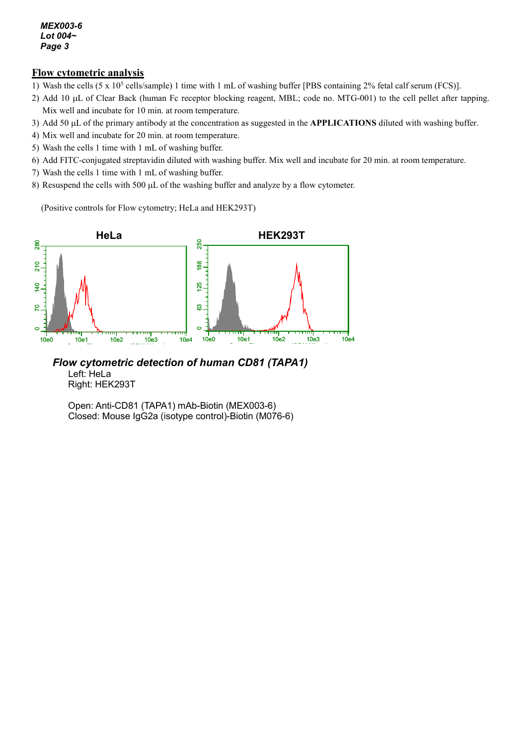## Flow cytometric analysis

1) Wash the cells (5 x $10^5$ cells/sample) 1 time with 1 mL of washing buffer [PBS containing 2% fetal calf serum (FCS)].
2) Add 10 µL of Clear Back (human Fc receptor blocking reagent, MBL; code no. MTG-001) to the cell pellet after tapping. Mix well and incubate for 10 min. at room temperature.
3) Add 50 µL of the primary antibody at the concentration as suggested in the **APPLICATIONS** diluted with washing buffer.
4) Mix well and incubate for 20 min. at room temperature.
5) Wash the cells 1 time with 1 mL of washing buffer.
6) Add FITC-conjugated streptavidin diluted with washing buffer. Mix well and incubate for 20 min. at room temperature.
7) Wash the cells 1 time with 1 mL of washing buffer.
8) Resuspend the cells with 500 µL of the washing buffer and analyze by a flow cytometer.

(Positive controls for Flow cytometry; HeLa and HEK293T)

***Flow cytometric detection of human CD81 (TAPA1)***

Left: HeLa
Right: HEK293T

Open: Anti-CD81 (TAPA1) mAb-Biotin (MEX003-6)
Closed: Mouse IgG2a (isotype control)-Biotin (M076-6)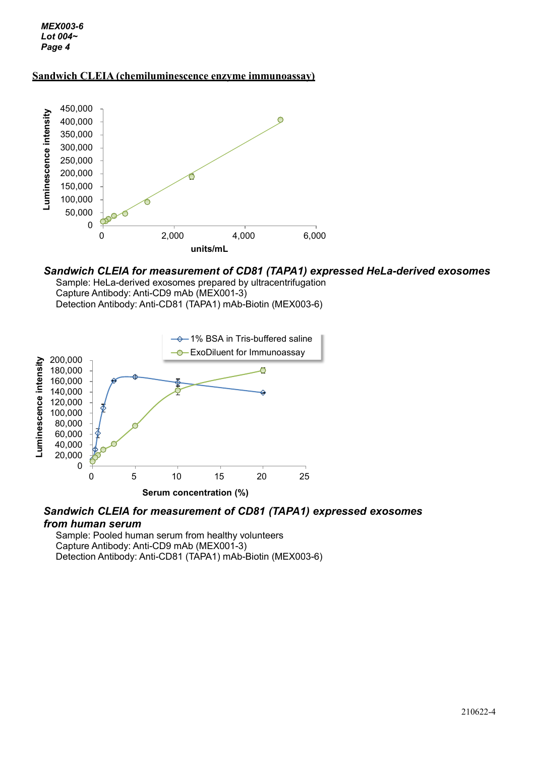## Sandwich CLEIA (chemiluminescence enzyme immunoassay)

Luminescence intensity

450,000
400,000
350,000
300,000
250,000
200,000
150,000
100,000
50,000
0

0
2,000
4,000
6,000

units/mL

***Sandwich CLEIA for measurement of CD81 (TAPA1) expressed HeLa-derived exosomes***

Sample: HeLa-derived exosomes prepared by ultracentrifugation
Capture Antibody: Anti-CD9 mAb (MEX001-3)
Detection Antibody: Anti-CD81 (TAPA1) mAb-Biotin (MEX003-6)

1% BSA in Tris-buffered saline
ExoDiluent for Immunoassay

Luminescence intensity

200,000
180,000
160,000
140,000
120,000
100,000
80,000
60,000
40,000
20,000
0

0
5
10
15
20
25

Serum concentration (%)

***Sandwich CLEIA for measurement of CD81 (TAPA1) expressed exosomes from human serum***

Sample: Pooled human serum from healthy volunteers
Capture Antibody: Anti-CD9 mAb (MEX001-3)
Detection Antibody: Anti-CD81 (TAPA1) mAb-Biotin (MEX003-6)

210622-4